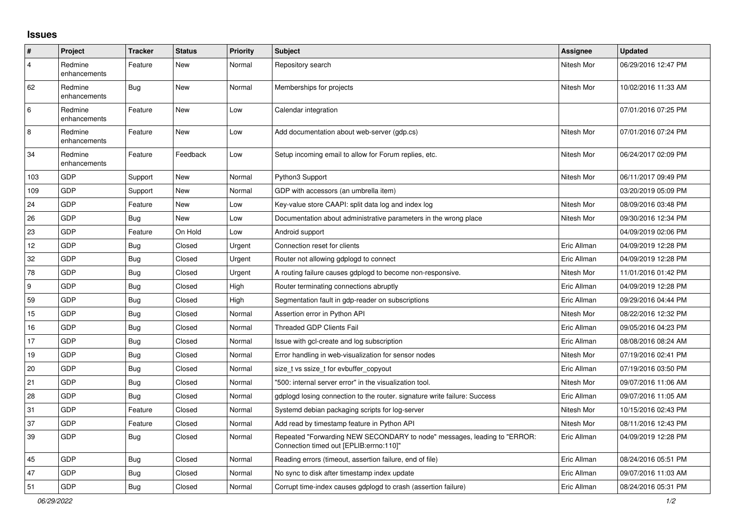# Issues

| # | Project | Tracker | Status | Priority | Subject | Assignee | Updated |
|---|---|---|---|---|---|---|---|
| 4 | Redmine enhancements | Feature | New | Normal | Repository search | Nitesh Mor | 06/29/2016 12:47 PM |
| 62 | Redmine enhancements | Bug | New | Normal | Memberships for projects | Nitesh Mor | 10/02/2016 11:33 AM |
| 6 | Redmine enhancements | Feature | New | Low | Calendar integration | | 07/01/2016 07:25 PM |
| 8 | Redmine enhancements | Feature | New | Low | Add documentation about web-server (gdp.cs) | Nitesh Mor | 07/01/2016 07:24 PM |
| 34 | Redmine enhancements | Feature | Feedback | Low | Setup incoming email to allow for Forum replies, etc. | Nitesh Mor | 06/24/2017 02:09 PM |
| 103 | GDP | Support | New | Normal | Python3 Support | Nitesh Mor | 06/11/2017 09:49 PM |
| 109 | GDP | Support | New | Normal | GDP with accessors (an umbrella item) | | 03/20/2019 05:09 PM |
| 24 | GDP | Feature | New | Low | Key-value store CAAPI: split data log and index log | Nitesh Mor | 08/09/2016 03:48 PM |
| 26 | GDP | Bug | New | Low | Documentation about administrative parameters in the wrong place | Nitesh Mor | 09/30/2016 12:34 PM |
| 23 | GDP | Feature | On Hold | Low | Android support | | 04/09/2019 02:06 PM |
| 12 | GDP | Bug | Closed | Urgent | Connection reset for clients | Eric Allman | 04/09/2019 12:28 PM |
| 32 | GDP | Bug | Closed | Urgent | Router not allowing gdplogd to connect | Eric Allman | 04/09/2019 12:28 PM |
| 78 | GDP | Bug | Closed | Urgent | A routing failure causes gdplogd to become non-responsive. | Nitesh Mor | 11/01/2016 01:42 PM |
| 9 | GDP | Bug | Closed | High | Router terminating connections abruptly | Eric Allman | 04/09/2019 12:28 PM |
| 59 | GDP | Bug | Closed | High | Segmentation fault in gdp-reader on subscriptions | Eric Allman | 09/29/2016 04:44 PM |
| 15 | GDP | Bug | Closed | Normal | Assertion error in Python API | Nitesh Mor | 08/22/2016 12:32 PM |
| 16 | GDP | Bug | Closed | Normal | Threaded GDP Clients Fail | Eric Allman | 09/05/2016 04:23 PM |
| 17 | GDP | Bug | Closed | Normal | Issue with gcl-create and log subscription | Eric Allman | 08/08/2016 08:24 AM |
| 19 | GDP | Bug | Closed | Normal | Error handling in web-visualization for sensor nodes | Nitesh Mor | 07/19/2016 02:41 PM |
| 20 | GDP | Bug | Closed | Normal | size_t vs ssize_t for evbuffer_copyout | Eric Allman | 07/19/2016 03:50 PM |
| 21 | GDP | Bug | Closed | Normal | "500: internal server error" in the visualization tool. | Nitesh Mor | 09/07/2016 11:06 AM |
| 28 | GDP | Bug | Closed | Normal | gdplogd losing connection to the router. signature write failure: Success | Eric Allman | 09/07/2016 11:05 AM |
| 31 | GDP | Feature | Closed | Normal | Systemd debian packaging scripts for log-server | Nitesh Mor | 10/15/2016 02:43 PM |
| 37 | GDP | Feature | Closed | Normal | Add read by timestamp feature in Python API | Nitesh Mor | 08/11/2016 12:43 PM |
| 39 | GDP | Bug | Closed | Normal | Repeated "Forwarding NEW SECONDARY to node" messages, leading to "ERROR: Connection timed out [EPLIB:errno:110]" | Eric Allman | 04/09/2019 12:28 PM |
| 45 | GDP | Bug | Closed | Normal | Reading errors (timeout, assertion failure, end of file) | Eric Allman | 08/24/2016 05:51 PM |
| 47 | GDP | Bug | Closed | Normal | No sync to disk after timestamp index update | Eric Allman | 09/07/2016 11:03 AM |
| 51 | GDP | Bug | Closed | Normal | Corrupt time-index causes gdplogd to crash (assertion failure) | Eric Allman | 08/24/2016 05:31 PM |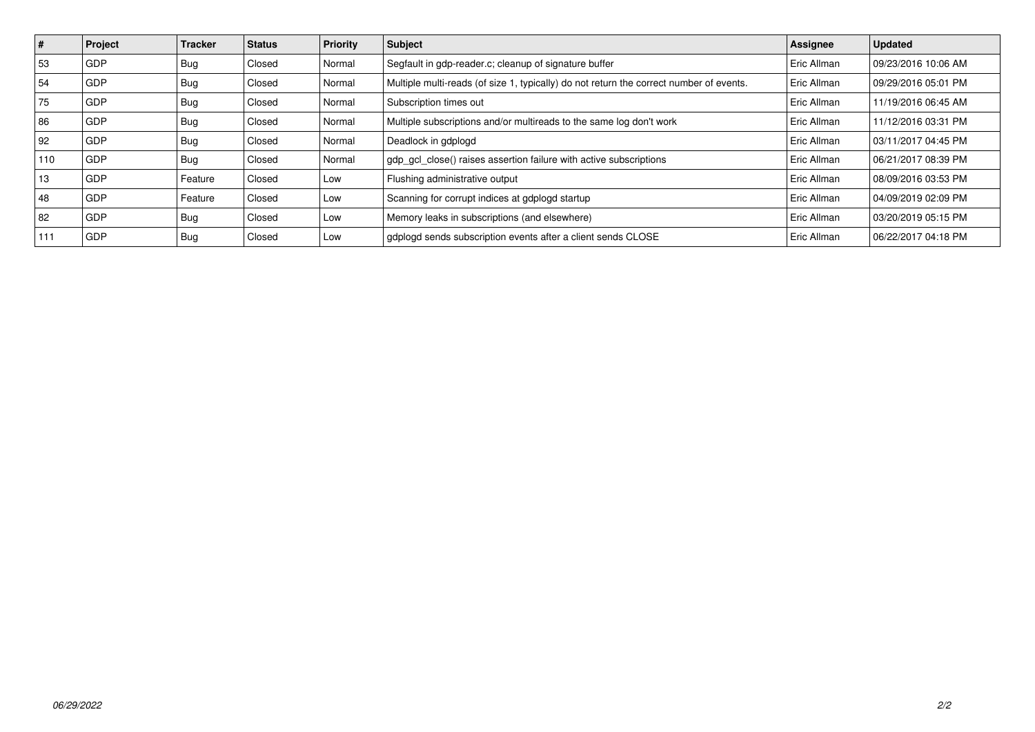| # | Project | Tracker | Status | Priority | Subject | Assignee | Updated |
|---|---|---|---|---|---|---|---|
| 53 | GDP | Bug | Closed | Normal | Segfault in gdp-reader.c; cleanup of signature buffer | Eric Allman | 09/23/2016 10:06 AM |
| 54 | GDP | Bug | Closed | Normal | Multiple multi-reads (of size 1, typically) do not return the correct number of events. | Eric Allman | 09/29/2016 05:01 PM |
| 75 | GDP | Bug | Closed | Normal | Subscription times out | Eric Allman | 11/19/2016 06:45 AM |
| 86 | GDP | Bug | Closed | Normal | Multiple subscriptions and/or multireads to the same log don't work | Eric Allman | 11/12/2016 03:31 PM |
| 92 | GDP | Bug | Closed | Normal | Deadlock in gdplogd | Eric Allman | 03/11/2017 04:45 PM |
| 110 | GDP | Bug | Closed | Normal | gdp_gcl_close() raises assertion failure with active subscriptions | Eric Allman | 06/21/2017 08:39 PM |
| 13 | GDP | Feature | Closed | Low | Flushing administrative output | Eric Allman | 08/09/2016 03:53 PM |
| 48 | GDP | Feature | Closed | Low | Scanning for corrupt indices at gdplogd startup | Eric Allman | 04/09/2019 02:09 PM |
| 82 | GDP | Bug | Closed | Low | Memory leaks in subscriptions (and elsewhere) | Eric Allman | 03/20/2019 05:15 PM |
| 111 | GDP | Bug | Closed | Low | gdplogd sends subscription events after a client sends CLOSE | Eric Allman | 06/22/2017 04:18 PM |